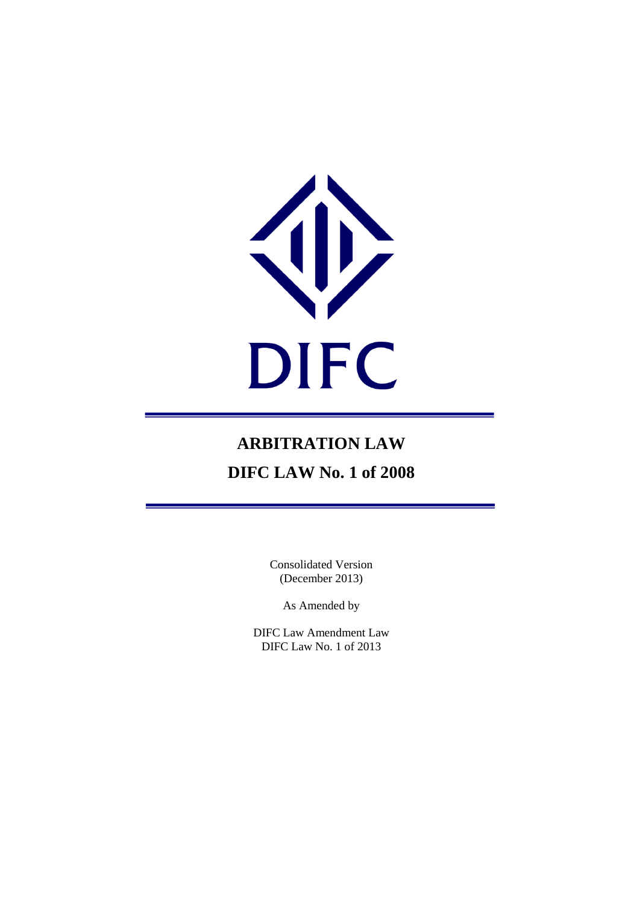DIFC

# ARBITRATION LAW

## DIFC LAW No. 1 of 2008

Consolidated Version
(December 2013)

As Amended by

DIFC Law Amendment Law
DIFC Law No. 1 of 2013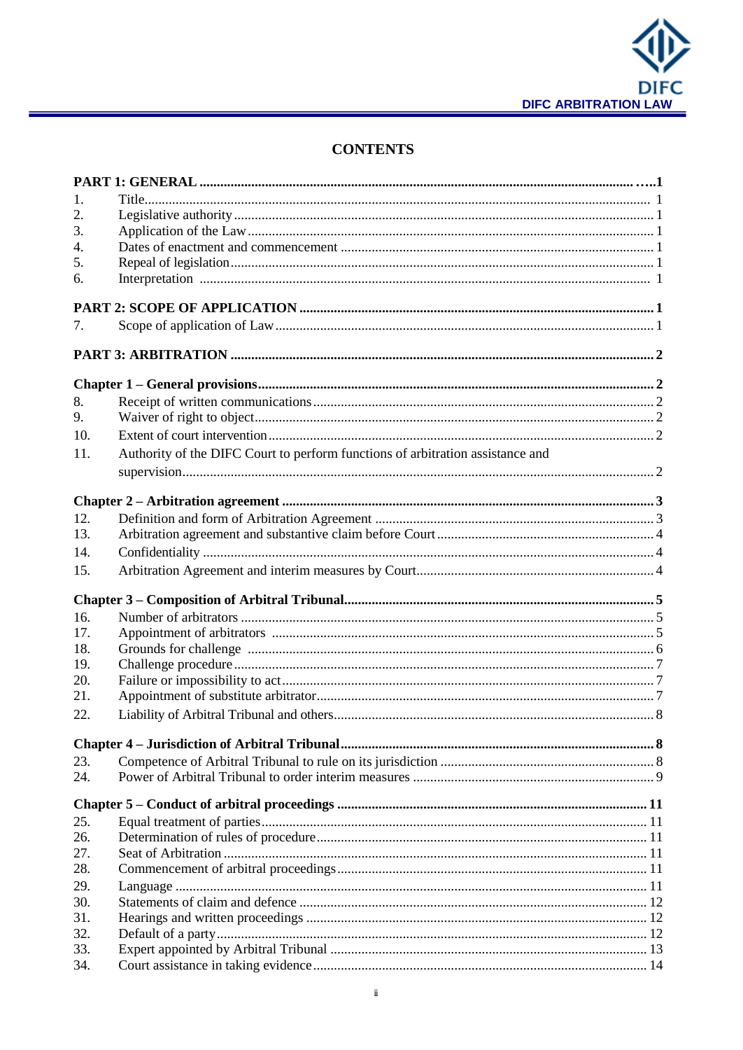# CONTENTS

| | | |
|---|---|---|
| **PART 1: GENERAL** | | **1** |
| 1. | Title | 1 |
| 2. | Legislative authority | 1 |
| 3. | Application of the Law | 1 |
| 4. | Dates of enactment and commencement | 1 |
| 5. | Repeal of legislation | 1 |
| 6. | Interpretation | 1 |
| **PART 2: SCOPE OF APPLICATION** | | **1** |
| 7. | Scope of application of Law | 1 |
| **PART 3: ARBITRATION** | | **2** |
| **Chapter 1 – General provisions** | | **2** |
| 8. | Receipt of written communications | 2 |
| 9. | Waiver of right to object | 2 |
| 10. | Extent of court intervention | 2 |
| 11. | Authority of the DIFC Court to perform functions of arbitration assistance and supervision | 2 |
| **Chapter 2 – Arbitration agreement** | | **3** |
| 12. | Definition and form of Arbitration Agreement | 3 |
| 13. | Arbitration agreement and substantive claim before Court | 4 |
| 14. | Confidentiality | 4 |
| 15. | Arbitration Agreement and interim measures by Court | 4 |
| **Chapter 3 – Composition of Arbitral Tribunal** | | **5** |
| 16. | Number of arbitrators | 5 |
| 17. | Appointment of arbitrators | 5 |
| 18. | Grounds for challenge | 6 |
| 19. | Challenge procedure | 7 |
| 20. | Failure or impossibility to act | 7 |
| 21. | Appointment of substitute arbitrator | 7 |
| 22. | Liability of Arbitral Tribunal and others | 8 |
| **Chapter 4 – Jurisdiction of Arbitral Tribunal** | | **8** |
| 23. | Competence of Arbitral Tribunal to rule on its jurisdiction | 8 |
| 24. | Power of Arbitral Tribunal to order interim measures | 9 |
| **Chapter 5 – Conduct of arbitral proceedings** | | **11** |
| 25. | Equal treatment of parties | 11 |
| 26. | Determination of rules of procedure | 11 |
| 27. | Seat of Arbitration | 11 |
| 28. | Commencement of arbitral proceedings | 11 |
| 29. | Language | 11 |
| 30. | Statements of claim and defence | 12 |
| 31. | Hearings and written proceedings | 12 |
| 32. | Default of a party | 12 |
| 33. | Expert appointed by Arbitral Tribunal | 13 |
| 34. | Court assistance in taking evidence | 14 |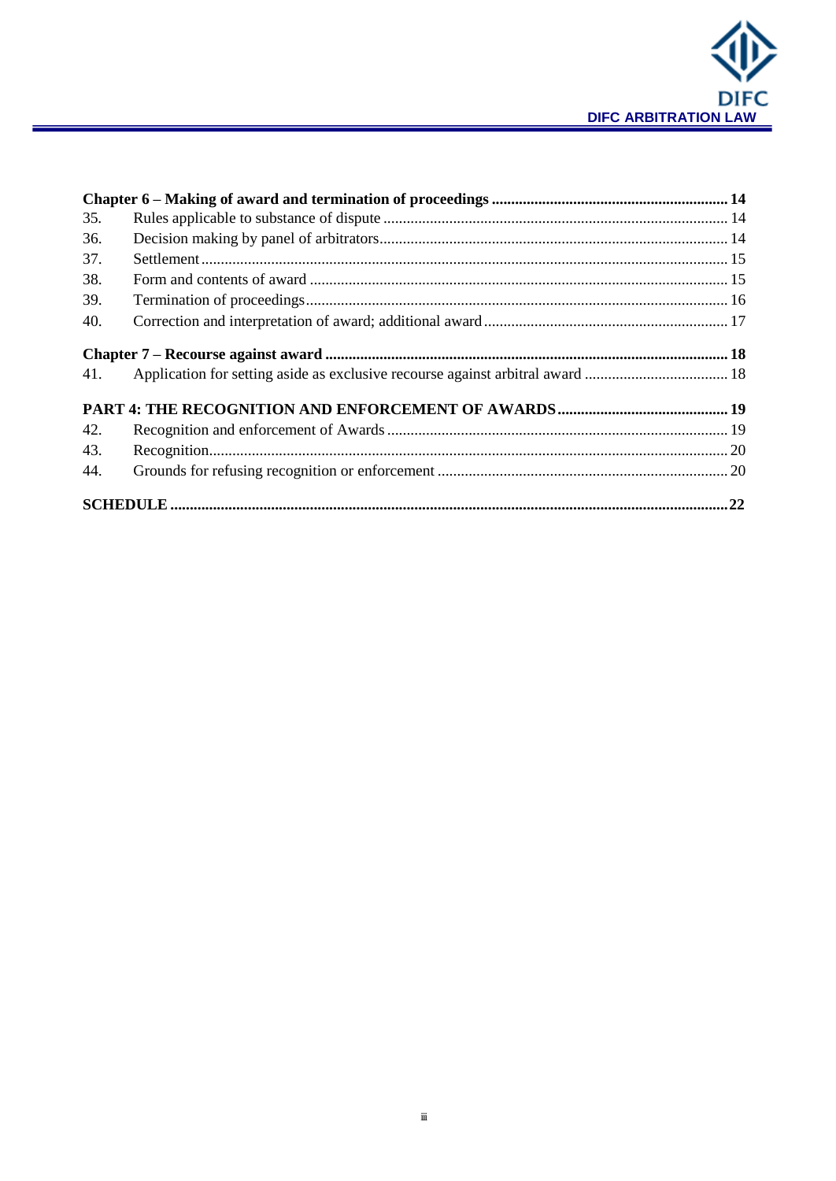**Chapter 6 – Making of award and termination of proceedings ........ 14**

35. Rules applicable to substance of dispute ........ 14
36. Decision making by panel of arbitrators........ 14
37. Settlement ........ 15
38. Form and contents of award ........ 15
39. Termination of proceedings........ 16
40. Correction and interpretation of award; additional award ........ 17

**Chapter 7 – Recourse against award ........ 18**

41. Application for setting aside as exclusive recourse against arbitral award ........ 18

**PART 4: THE RECOGNITION AND ENFORCEMENT OF AWARDS ........ 19**

42. Recognition and enforcement of Awards ........ 19
43. Recognition........ 20
44. Grounds for refusing recognition or enforcement ........ 20

**SCHEDULE ........ 22**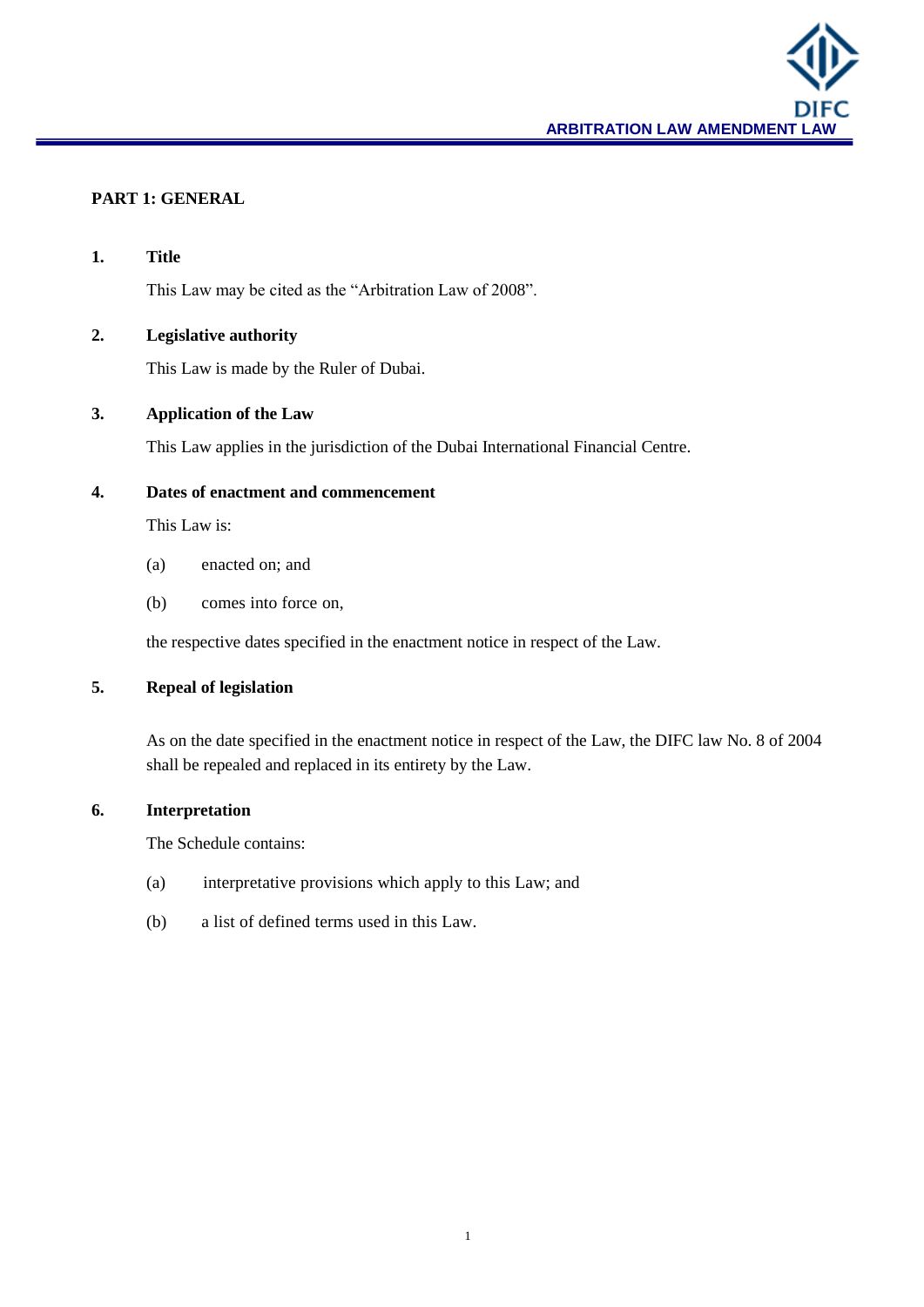## PART 1: GENERAL

### 1. Title

This Law may be cited as the "Arbitration Law of 2008".

### 2. Legislative authority

This Law is made by the Ruler of Dubai.

### 3. Application of the Law

This Law applies in the jurisdiction of the Dubai International Financial Centre.

### 4. Dates of enactment and commencement

This Law is:

(a) enacted on; and

(b) comes into force on,

the respective dates specified in the enactment notice in respect of the Law.

### 5. Repeal of legislation

As on the date specified in the enactment notice in respect of the Law, the DIFC law No. 8 of 2004 shall be repealed and replaced in its entirety by the Law.

### 6. Interpretation

The Schedule contains:

(a) interpretative provisions which apply to this Law; and

(b) a list of defined terms used in this Law.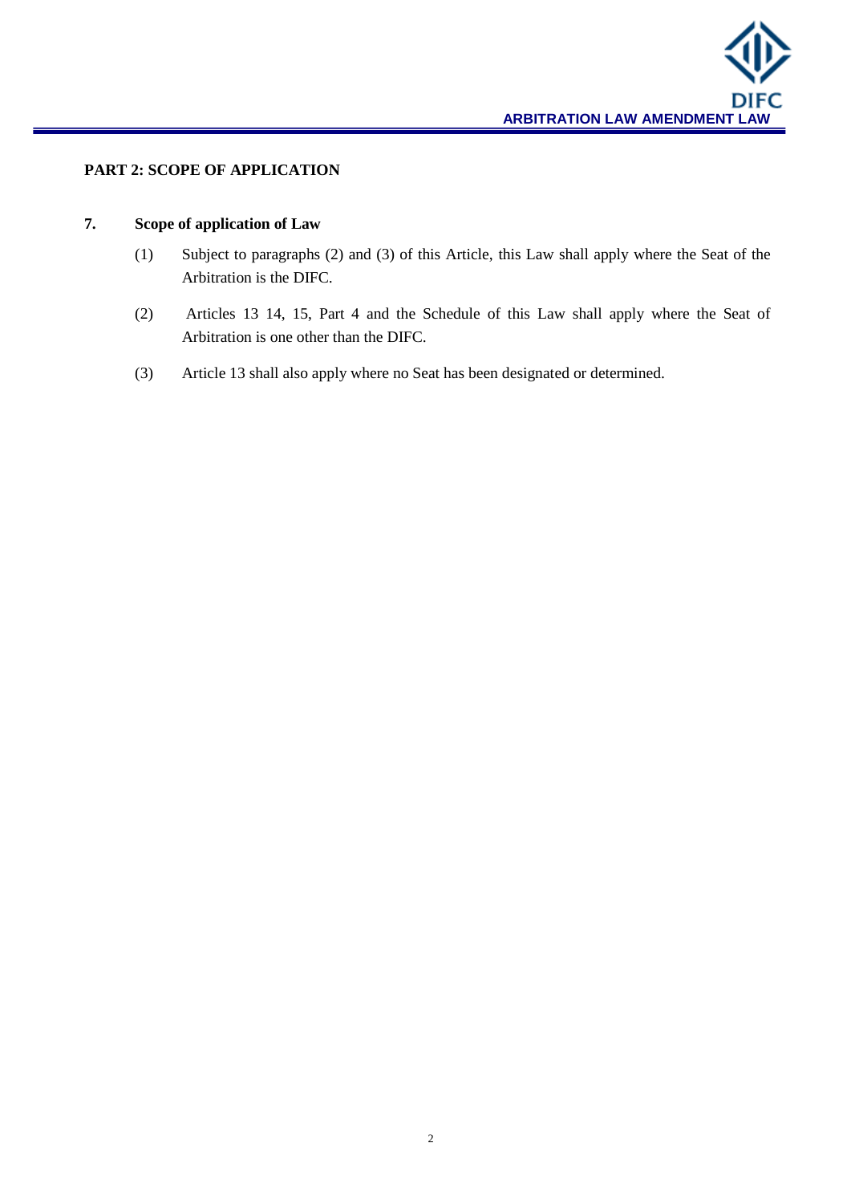## PART 2: SCOPE OF APPLICATION

### 7. Scope of application of Law

(1) Subject to paragraphs (2) and (3) of this Article, this Law shall apply where the Seat of the Arbitration is the DIFC.

(2) Articles 13 14, 15, Part 4 and the Schedule of this Law shall apply where the Seat of Arbitration is one other than the DIFC.

(3) Article 13 shall also apply where no Seat has been designated or determined.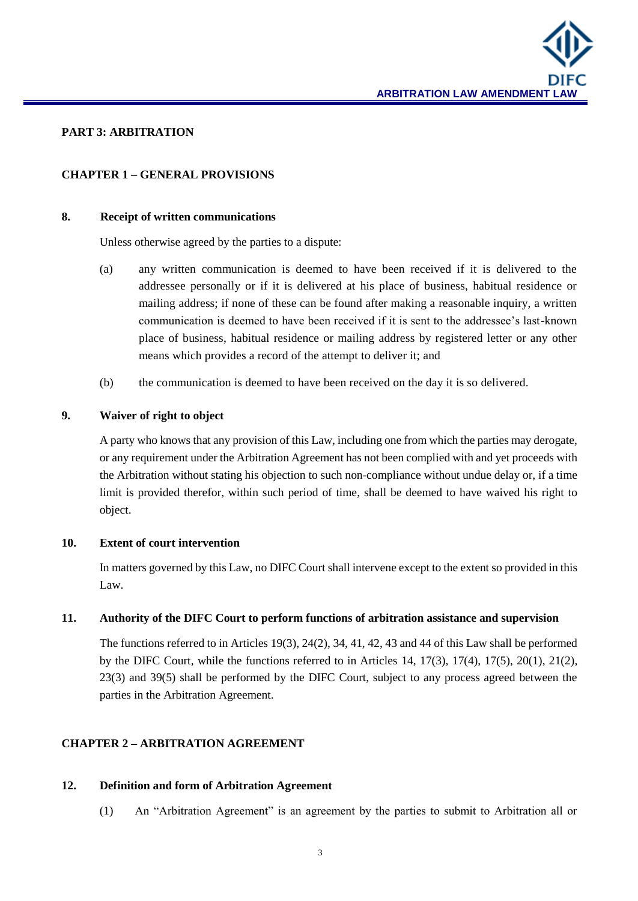## PART 3: ARBITRATION

### CHAPTER 1 – GENERAL PROVISIONS

**8. Receipt of written communications**

Unless otherwise agreed by the parties to a dispute:

(a) any written communication is deemed to have been received if it is delivered to the addressee personally or if it is delivered at his place of business, habitual residence or mailing address; if none of these can be found after making a reasonable inquiry, a written communication is deemed to have been received if it is sent to the addressee's last-known place of business, habitual residence or mailing address by registered letter or any other means which provides a record of the attempt to deliver it; and

(b) the communication is deemed to have been received on the day it is so delivered.

**9. Waiver of right to object**

A party who knows that any provision of this Law, including one from which the parties may derogate, or any requirement under the Arbitration Agreement has not been complied with and yet proceeds with the Arbitration without stating his objection to such non-compliance without undue delay or, if a time limit is provided therefor, within such period of time, shall be deemed to have waived his right to object.

**10. Extent of court intervention**

In matters governed by this Law, no DIFC Court shall intervene except to the extent so provided in this Law.

**11. Authority of the DIFC Court to perform functions of arbitration assistance and supervision**

The functions referred to in Articles 19(3), 24(2), 34, 41, 42, 43 and 44 of this Law shall be performed by the DIFC Court, while the functions referred to in Articles 14, 17(3), 17(4), 17(5), 20(1), 21(2), 23(3) and 39(5) shall be performed by the DIFC Court, subject to any process agreed between the parties in the Arbitration Agreement.

### CHAPTER 2 – ARBITRATION AGREEMENT

**12. Definition and form of Arbitration Agreement**

(1) An "Arbitration Agreement" is an agreement by the parties to submit to Arbitration all or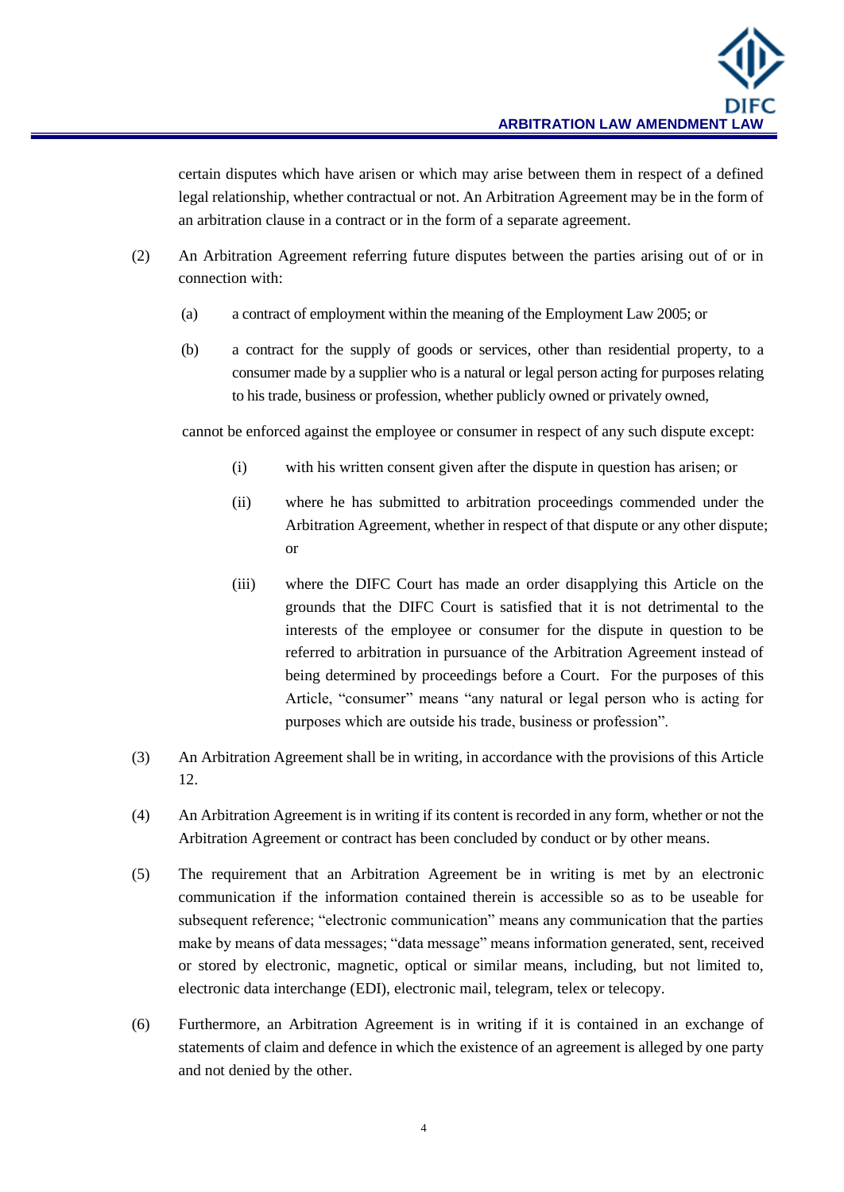certain disputes which have arisen or which may arise between them in respect of a defined legal relationship, whether contractual or not. An Arbitration Agreement may be in the form of an arbitration clause in a contract or in the form of a separate agreement.

(2) An Arbitration Agreement referring future disputes between the parties arising out of or in connection with:

(a) a contract of employment within the meaning of the Employment Law 2005; or

(b) a contract for the supply of goods or services, other than residential property, to a consumer made by a supplier who is a natural or legal person acting for purposes relating to his trade, business or profession, whether publicly owned or privately owned,

cannot be enforced against the employee or consumer in respect of any such dispute except:

(i) with his written consent given after the dispute in question has arisen; or

(ii) where he has submitted to arbitration proceedings commended under the Arbitration Agreement, whether in respect of that dispute or any other dispute; or

(iii) where the DIFC Court has made an order disapplying this Article on the grounds that the DIFC Court is satisfied that it is not detrimental to the interests of the employee or consumer for the dispute in question to be referred to arbitration in pursuance of the Arbitration Agreement instead of being determined by proceedings before a Court. For the purposes of this Article, "consumer" means "any natural or legal person who is acting for purposes which are outside his trade, business or profession".

(3) An Arbitration Agreement shall be in writing, in accordance with the provisions of this Article 12.

(4) An Arbitration Agreement is in writing if its content is recorded in any form, whether or not the Arbitration Agreement or contract has been concluded by conduct or by other means.

(5) The requirement that an Arbitration Agreement be in writing is met by an electronic communication if the information contained therein is accessible so as to be useable for subsequent reference; "electronic communication" means any communication that the parties make by means of data messages; "data message" means information generated, sent, received or stored by electronic, magnetic, optical or similar means, including, but not limited to, electronic data interchange (EDI), electronic mail, telegram, telex or telecopy.

(6) Furthermore, an Arbitration Agreement is in writing if it is contained in an exchange of statements of claim and defence in which the existence of an agreement is alleged by one party and not denied by the other.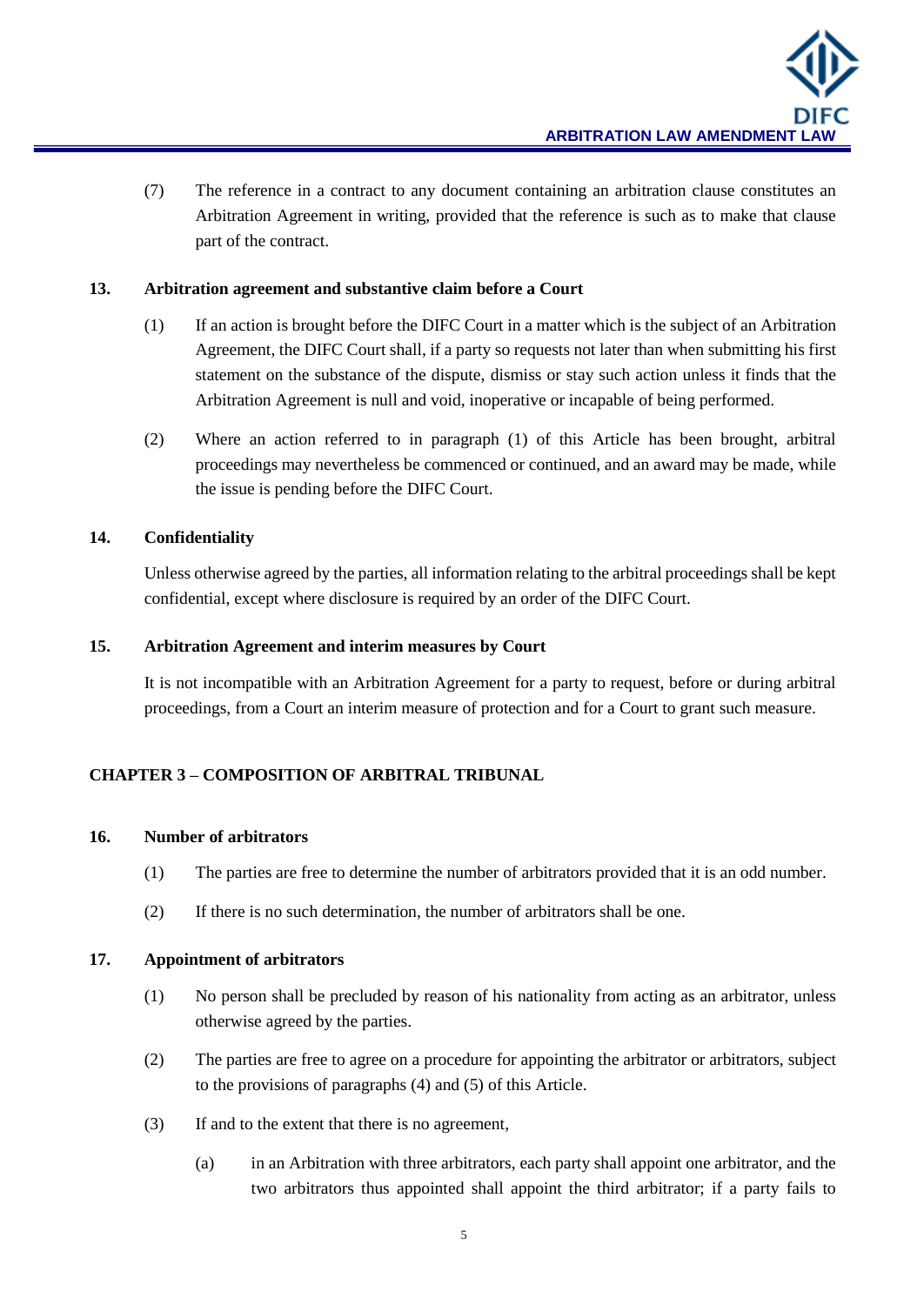(7) The reference in a contract to any document containing an arbitration clause constitutes an Arbitration Agreement in writing, provided that the reference is such as to make that clause part of the contract.

**13. Arbitration agreement and substantive claim before a Court**

(1) If an action is brought before the DIFC Court in a matter which is the subject of an Arbitration Agreement, the DIFC Court shall, if a party so requests not later than when submitting his first statement on the substance of the dispute, dismiss or stay such action unless it finds that the Arbitration Agreement is null and void, inoperative or incapable of being performed.

(2) Where an action referred to in paragraph (1) of this Article has been brought, arbitral proceedings may nevertheless be commenced or continued, and an award may be made, while the issue is pending before the DIFC Court.

**14. Confidentiality**

Unless otherwise agreed by the parties, all information relating to the arbitral proceedings shall be kept confidential, except where disclosure is required by an order of the DIFC Court.

**15. Arbitration Agreement and interim measures by Court**

It is not incompatible with an Arbitration Agreement for a party to request, before or during arbitral proceedings, from a Court an interim measure of protection and for a Court to grant such measure.

## CHAPTER 3 – COMPOSITION OF ARBITRAL TRIBUNAL

**16. Number of arbitrators**

(1) The parties are free to determine the number of arbitrators provided that it is an odd number.

(2) If there is no such determination, the number of arbitrators shall be one.

**17. Appointment of arbitrators**

(1) No person shall be precluded by reason of his nationality from acting as an arbitrator, unless otherwise agreed by the parties.

(2) The parties are free to agree on a procedure for appointing the arbitrator or arbitrators, subject to the provisions of paragraphs (4) and (5) of this Article.

(3) If and to the extent that there is no agreement,

(a) in an Arbitration with three arbitrators, each party shall appoint one arbitrator, and the two arbitrators thus appointed shall appoint the third arbitrator; if a party fails to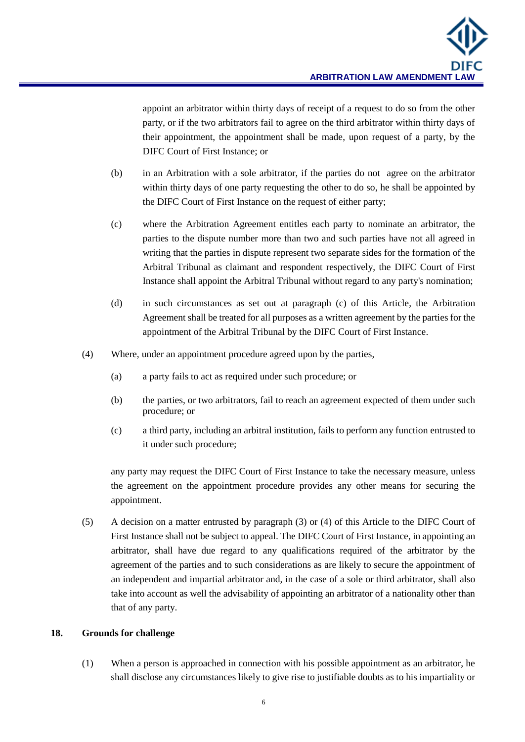appoint an arbitrator within thirty days of receipt of a request to do so from the other party, or if the two arbitrators fail to agree on the third arbitrator within thirty days of their appointment, the appointment shall be made, upon request of a party, by the DIFC Court of First Instance; or

(b) in an Arbitration with a sole arbitrator, if the parties do not agree on the arbitrator within thirty days of one party requesting the other to do so, he shall be appointed by the DIFC Court of First Instance on the request of either party;

(c) where the Arbitration Agreement entitles each party to nominate an arbitrator, the parties to the dispute number more than two and such parties have not all agreed in writing that the parties in dispute represent two separate sides for the formation of the Arbitral Tribunal as claimant and respondent respectively, the DIFC Court of First Instance shall appoint the Arbitral Tribunal without regard to any party's nomination;

(d) in such circumstances as set out at paragraph (c) of this Article, the Arbitration Agreement shall be treated for all purposes as a written agreement by the parties for the appointment of the Arbitral Tribunal by the DIFC Court of First Instance.

(4) Where, under an appointment procedure agreed upon by the parties,

(a) a party fails to act as required under such procedure; or

(b) the parties, or two arbitrators, fail to reach an agreement expected of them under such procedure; or

(c) a third party, including an arbitral institution, fails to perform any function entrusted to it under such procedure;

any party may request the DIFC Court of First Instance to take the necessary measure, unless the agreement on the appointment procedure provides any other means for securing the appointment.

(5) A decision on a matter entrusted by paragraph (3) or (4) of this Article to the DIFC Court of First Instance shall not be subject to appeal. The DIFC Court of First Instance, in appointing an arbitrator, shall have due regard to any qualifications required of the arbitrator by the agreement of the parties and to such considerations as are likely to secure the appointment of an independent and impartial arbitrator and, in the case of a sole or third arbitrator, shall also take into account as well the advisability of appointing an arbitrator of a nationality other than that of any party.

**18. Grounds for challenge**

(1) When a person is approached in connection with his possible appointment as an arbitrator, he shall disclose any circumstances likely to give rise to justifiable doubts as to his impartiality or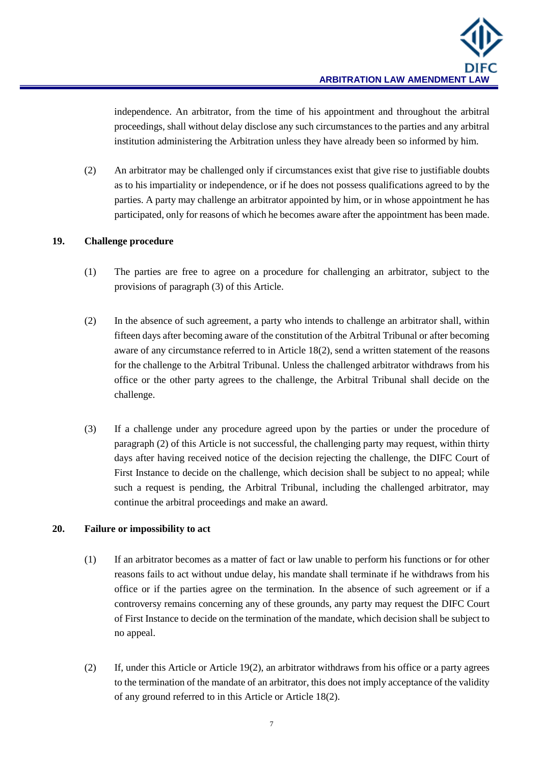independence. An arbitrator, from the time of his appointment and throughout the arbitral proceedings, shall without delay disclose any such circumstances to the parties and any arbitral institution administering the Arbitration unless they have already been so informed by him.

(2) An arbitrator may be challenged only if circumstances exist that give rise to justifiable doubts as to his impartiality or independence, or if he does not possess qualifications agreed to by the parties. A party may challenge an arbitrator appointed by him, or in whose appointment he has participated, only for reasons of which he becomes aware after the appointment has been made.

## 19. Challenge procedure

(1) The parties are free to agree on a procedure for challenging an arbitrator, subject to the provisions of paragraph (3) of this Article.

(2) In the absence of such agreement, a party who intends to challenge an arbitrator shall, within fifteen days after becoming aware of the constitution of the Arbitral Tribunal or after becoming aware of any circumstance referred to in Article 18(2), send a written statement of the reasons for the challenge to the Arbitral Tribunal. Unless the challenged arbitrator withdraws from his office or the other party agrees to the challenge, the Arbitral Tribunal shall decide on the challenge.

(3) If a challenge under any procedure agreed upon by the parties or under the procedure of paragraph (2) of this Article is not successful, the challenging party may request, within thirty days after having received notice of the decision rejecting the challenge, the DIFC Court of First Instance to decide on the challenge, which decision shall be subject to no appeal; while such a request is pending, the Arbitral Tribunal, including the challenged arbitrator, may continue the arbitral proceedings and make an award.

## 20. Failure or impossibility to act

(1) If an arbitrator becomes as a matter of fact or law unable to perform his functions or for other reasons fails to act without undue delay, his mandate shall terminate if he withdraws from his office or if the parties agree on the termination. In the absence of such agreement or if a controversy remains concerning any of these grounds, any party may request the DIFC Court of First Instance to decide on the termination of the mandate, which decision shall be subject to no appeal.

(2) If, under this Article or Article 19(2), an arbitrator withdraws from his office or a party agrees to the termination of the mandate of an arbitrator, this does not imply acceptance of the validity of any ground referred to in this Article or Article 18(2).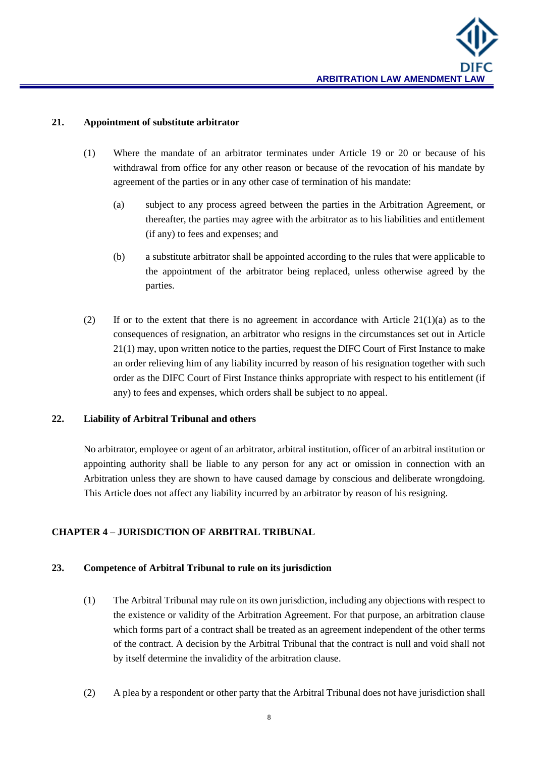### 21. Appointment of substitute arbitrator

(1) Where the mandate of an arbitrator terminates under Article 19 or 20 or because of his withdrawal from office for any other reason or because of the revocation of his mandate by agreement of the parties or in any other case of termination of his mandate:

(a) subject to any process agreed between the parties in the Arbitration Agreement, or thereafter, the parties may agree with the arbitrator as to his liabilities and entitlement (if any) to fees and expenses; and

(b) a substitute arbitrator shall be appointed according to the rules that were applicable to the appointment of the arbitrator being replaced, unless otherwise agreed by the parties.

(2) If or to the extent that there is no agreement in accordance with Article 21(1)(a) as to the consequences of resignation, an arbitrator who resigns in the circumstances set out in Article 21(1) may, upon written notice to the parties, request the DIFC Court of First Instance to make an order relieving him of any liability incurred by reason of his resignation together with such order as the DIFC Court of First Instance thinks appropriate with respect to his entitlement (if any) to fees and expenses, which orders shall be subject to no appeal.

### 22. Liability of Arbitral Tribunal and others

No arbitrator, employee or agent of an arbitrator, arbitral institution, officer of an arbitral institution or appointing authority shall be liable to any person for any act or omission in connection with an Arbitration unless they are shown to have caused damage by conscious and deliberate wrongdoing. This Article does not affect any liability incurred by an arbitrator by reason of his resigning.

## CHAPTER 4 – JURISDICTION OF ARBITRAL TRIBUNAL

### 23. Competence of Arbitral Tribunal to rule on its jurisdiction

(1) The Arbitral Tribunal may rule on its own jurisdiction, including any objections with respect to the existence or validity of the Arbitration Agreement. For that purpose, an arbitration clause which forms part of a contract shall be treated as an agreement independent of the other terms of the contract. A decision by the Arbitral Tribunal that the contract is null and void shall not by itself determine the invalidity of the arbitration clause.

(2) A plea by a respondent or other party that the Arbitral Tribunal does not have jurisdiction shall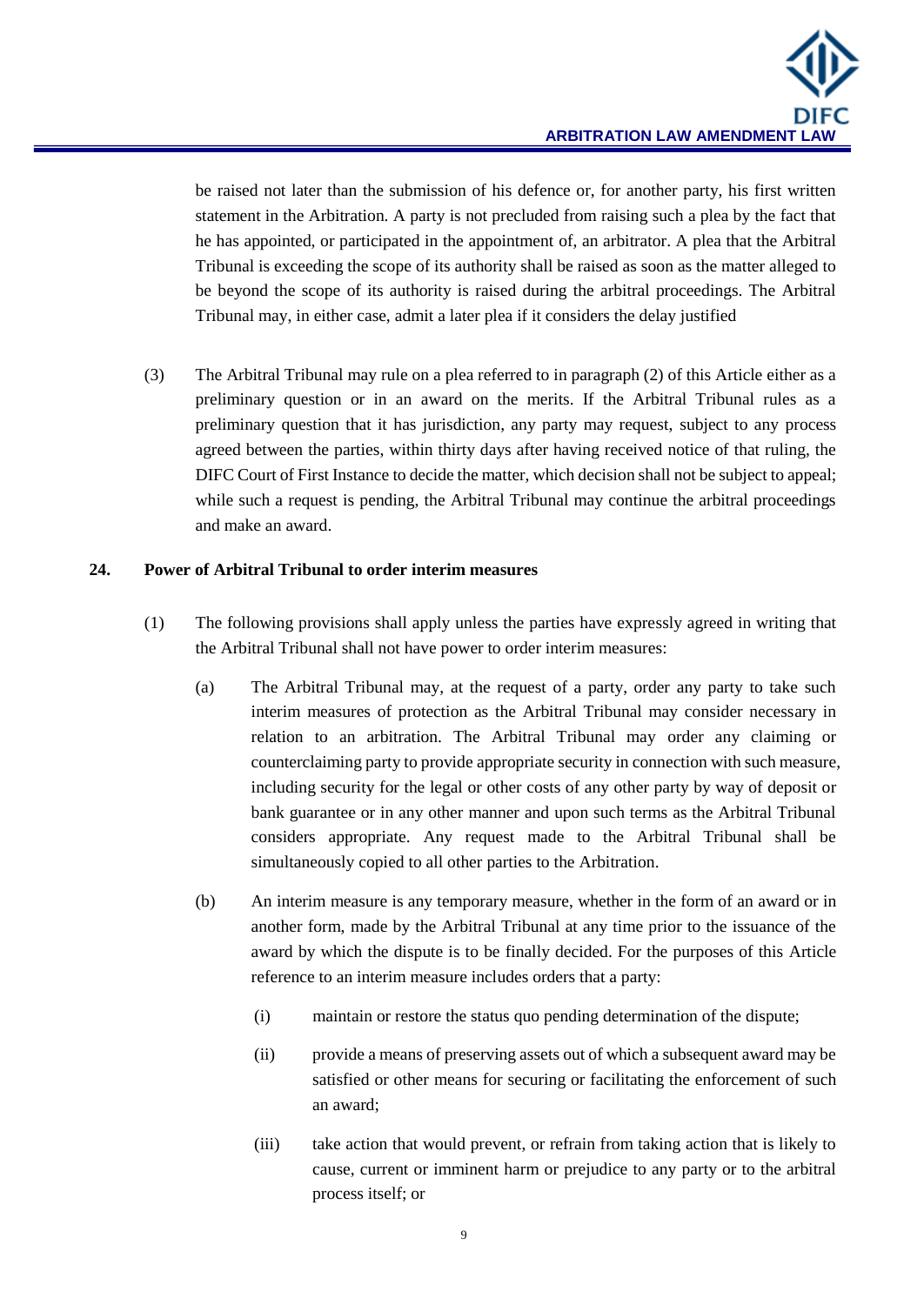be raised not later than the submission of his defence or, for another party, his first written statement in the Arbitration. A party is not precluded from raising such a plea by the fact that he has appointed, or participated in the appointment of, an arbitrator. A plea that the Arbitral Tribunal is exceeding the scope of its authority shall be raised as soon as the matter alleged to be beyond the scope of its authority is raised during the arbitral proceedings. The Arbitral Tribunal may, in either case, admit a later plea if it considers the delay justified

(3) The Arbitral Tribunal may rule on a plea referred to in paragraph (2) of this Article either as a preliminary question or in an award on the merits. If the Arbitral Tribunal rules as a preliminary question that it has jurisdiction, any party may request, subject to any process agreed between the parties, within thirty days after having received notice of that ruling, the DIFC Court of First Instance to decide the matter, which decision shall not be subject to appeal; while such a request is pending, the Arbitral Tribunal may continue the arbitral proceedings and make an award.

**24. Power of Arbitral Tribunal to order interim measures**

(1) The following provisions shall apply unless the parties have expressly agreed in writing that the Arbitral Tribunal shall not have power to order interim measures:

(a) The Arbitral Tribunal may, at the request of a party, order any party to take such interim measures of protection as the Arbitral Tribunal may consider necessary in relation to an arbitration. The Arbitral Tribunal may order any claiming or counterclaiming party to provide appropriate security in connection with such measure, including security for the legal or other costs of any other party by way of deposit or bank guarantee or in any other manner and upon such terms as the Arbitral Tribunal considers appropriate. Any request made to the Arbitral Tribunal shall be simultaneously copied to all other parties to the Arbitration.

(b) An interim measure is any temporary measure, whether in the form of an award or in another form, made by the Arbitral Tribunal at any time prior to the issuance of the award by which the dispute is to be finally decided. For the purposes of this Article reference to an interim measure includes orders that a party:

(i) maintain or restore the status quo pending determination of the dispute;

(ii) provide a means of preserving assets out of which a subsequent award may be satisfied or other means for securing or facilitating the enforcement of such an award;

(iii) take action that would prevent, or refrain from taking action that is likely to cause, current or imminent harm or prejudice to any party or to the arbitral process itself; or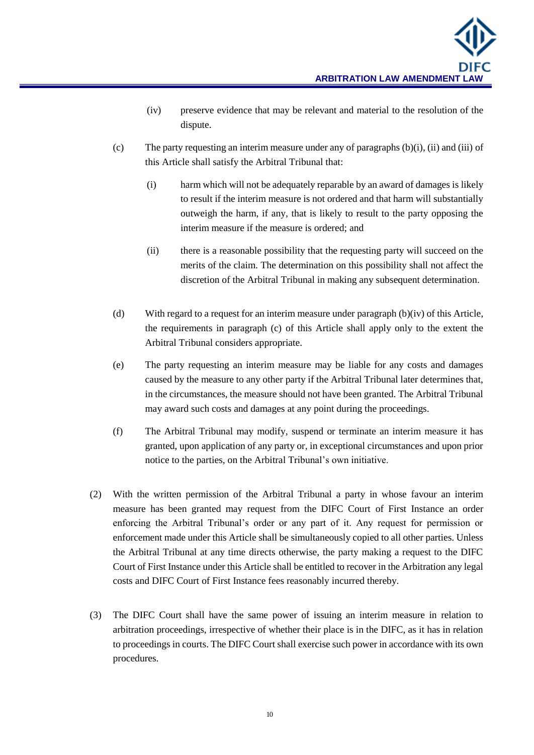(iv) preserve evidence that may be relevant and material to the resolution of the dispute.

(c) The party requesting an interim measure under any of paragraphs (b)(i), (ii) and (iii) of this Article shall satisfy the Arbitral Tribunal that:

(i) harm which will not be adequately reparable by an award of damages is likely to result if the interim measure is not ordered and that harm will substantially outweigh the harm, if any, that is likely to result to the party opposing the interim measure if the measure is ordered; and

(ii) there is a reasonable possibility that the requesting party will succeed on the merits of the claim. The determination on this possibility shall not affect the discretion of the Arbitral Tribunal in making any subsequent determination.

(d) With regard to a request for an interim measure under paragraph (b)(iv) of this Article, the requirements in paragraph (c) of this Article shall apply only to the extent the Arbitral Tribunal considers appropriate.

(e) The party requesting an interim measure may be liable for any costs and damages caused by the measure to any other party if the Arbitral Tribunal later determines that, in the circumstances, the measure should not have been granted. The Arbitral Tribunal may award such costs and damages at any point during the proceedings.

(f) The Arbitral Tribunal may modify, suspend or terminate an interim measure it has granted, upon application of any party or, in exceptional circumstances and upon prior notice to the parties, on the Arbitral Tribunal's own initiative.

(2) With the written permission of the Arbitral Tribunal a party in whose favour an interim measure has been granted may request from the DIFC Court of First Instance an order enforcing the Arbitral Tribunal's order or any part of it. Any request for permission or enforcement made under this Article shall be simultaneously copied to all other parties. Unless the Arbitral Tribunal at any time directs otherwise, the party making a request to the DIFC Court of First Instance under this Article shall be entitled to recover in the Arbitration any legal costs and DIFC Court of First Instance fees reasonably incurred thereby.

(3) The DIFC Court shall have the same power of issuing an interim measure in relation to arbitration proceedings, irrespective of whether their place is in the DIFC, as it has in relation to proceedings in courts. The DIFC Court shall exercise such power in accordance with its own procedures.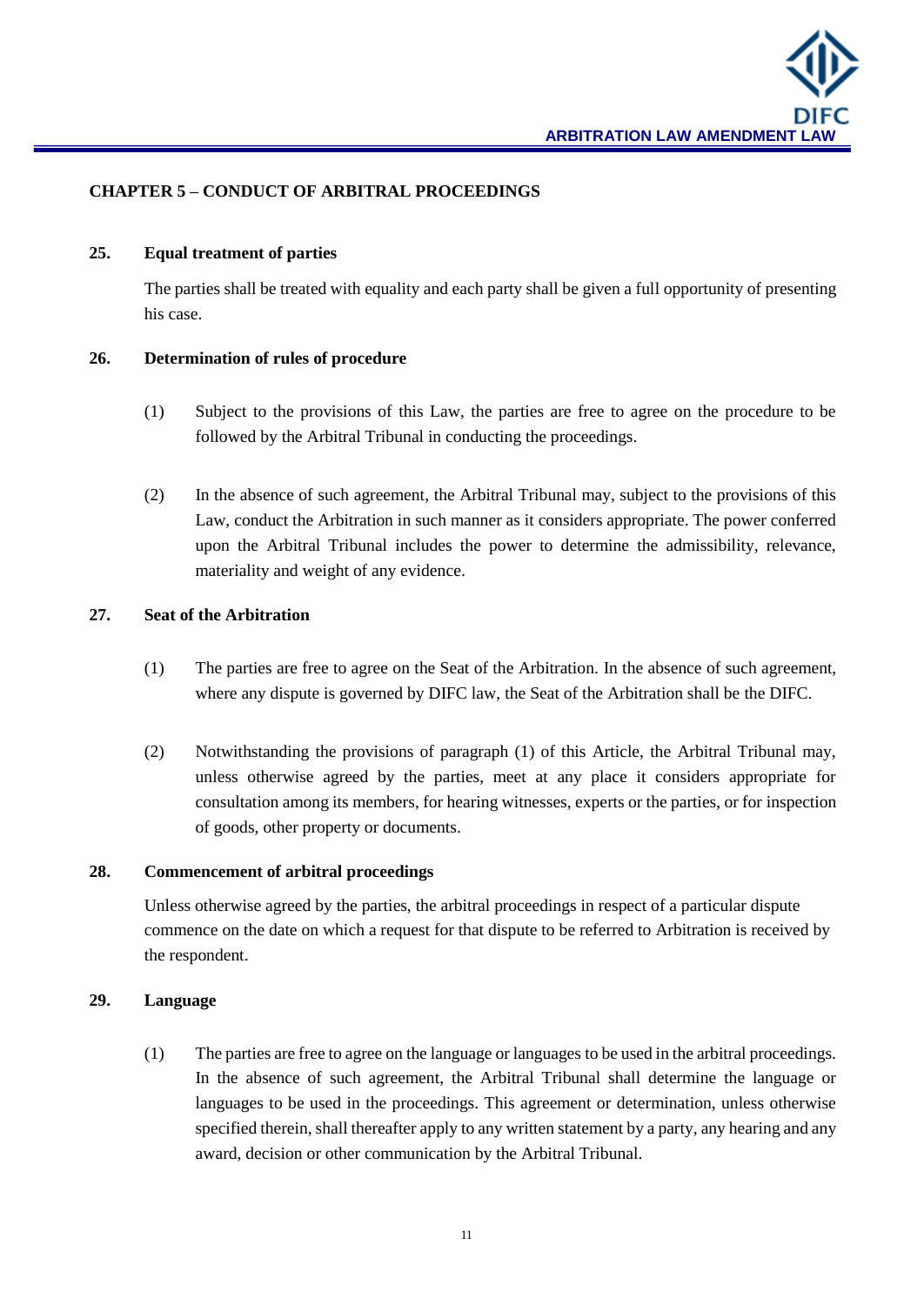## CHAPTER 5 – CONDUCT OF ARBITRAL PROCEEDINGS

### 25. Equal treatment of parties

The parties shall be treated with equality and each party shall be given a full opportunity of presenting his case.

### 26. Determination of rules of procedure

(1) Subject to the provisions of this Law, the parties are free to agree on the procedure to be followed by the Arbitral Tribunal in conducting the proceedings.

(2) In the absence of such agreement, the Arbitral Tribunal may, subject to the provisions of this Law, conduct the Arbitration in such manner as it considers appropriate. The power conferred upon the Arbitral Tribunal includes the power to determine the admissibility, relevance, materiality and weight of any evidence.

### 27. Seat of the Arbitration

(1) The parties are free to agree on the Seat of the Arbitration. In the absence of such agreement, where any dispute is governed by DIFC law, the Seat of the Arbitration shall be the DIFC.

(2) Notwithstanding the provisions of paragraph (1) of this Article, the Arbitral Tribunal may, unless otherwise agreed by the parties, meet at any place it considers appropriate for consultation among its members, for hearing witnesses, experts or the parties, or for inspection of goods, other property or documents.

### 28. Commencement of arbitral proceedings

Unless otherwise agreed by the parties, the arbitral proceedings in respect of a particular dispute commence on the date on which a request for that dispute to be referred to Arbitration is received by the respondent.

### 29. Language

(1) The parties are free to agree on the language or languages to be used in the arbitral proceedings. In the absence of such agreement, the Arbitral Tribunal shall determine the language or languages to be used in the proceedings. This agreement or determination, unless otherwise specified therein, shall thereafter apply to any written statement by a party, any hearing and any award, decision or other communication by the Arbitral Tribunal.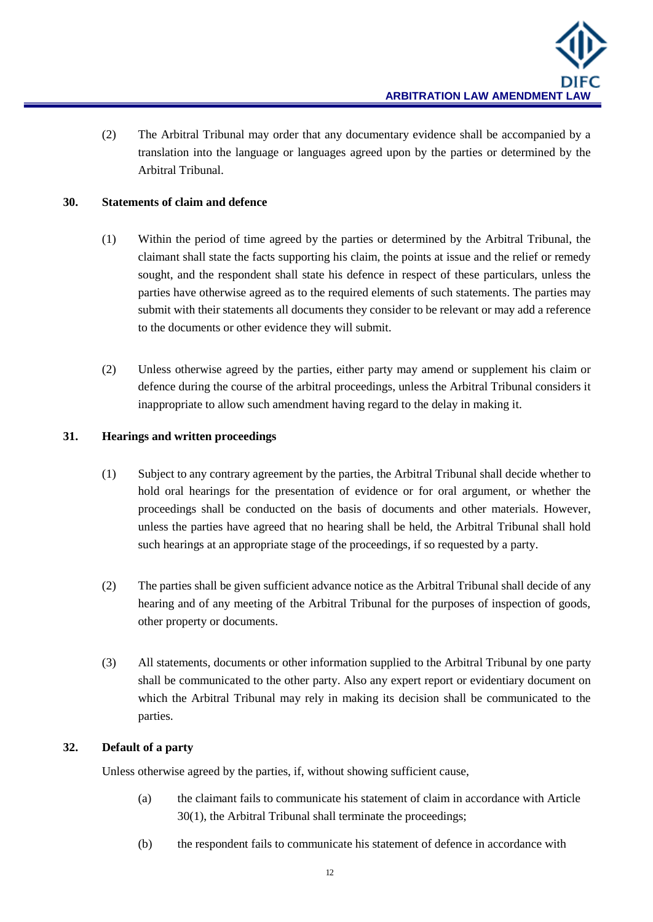(2) The Arbitral Tribunal may order that any documentary evidence shall be accompanied by a translation into the language or languages agreed upon by the parties or determined by the Arbitral Tribunal.

### 30. Statements of claim and defence

(1) Within the period of time agreed by the parties or determined by the Arbitral Tribunal, the claimant shall state the facts supporting his claim, the points at issue and the relief or remedy sought, and the respondent shall state his defence in respect of these particulars, unless the parties have otherwise agreed as to the required elements of such statements. The parties may submit with their statements all documents they consider to be relevant or may add a reference to the documents or other evidence they will submit.

(2) Unless otherwise agreed by the parties, either party may amend or supplement his claim or defence during the course of the arbitral proceedings, unless the Arbitral Tribunal considers it inappropriate to allow such amendment having regard to the delay in making it.

### 31. Hearings and written proceedings

(1) Subject to any contrary agreement by the parties, the Arbitral Tribunal shall decide whether to hold oral hearings for the presentation of evidence or for oral argument, or whether the proceedings shall be conducted on the basis of documents and other materials. However, unless the parties have agreed that no hearing shall be held, the Arbitral Tribunal shall hold such hearings at an appropriate stage of the proceedings, if so requested by a party.

(2) The parties shall be given sufficient advance notice as the Arbitral Tribunal shall decide of any hearing and of any meeting of the Arbitral Tribunal for the purposes of inspection of goods, other property or documents.

(3) All statements, documents or other information supplied to the Arbitral Tribunal by one party shall be communicated to the other party. Also any expert report or evidentiary document on which the Arbitral Tribunal may rely in making its decision shall be communicated to the parties.

### 32. Default of a party

Unless otherwise agreed by the parties, if, without showing sufficient cause,

(a) the claimant fails to communicate his statement of claim in accordance with Article 30(1), the Arbitral Tribunal shall terminate the proceedings;

(b) the respondent fails to communicate his statement of defence in accordance with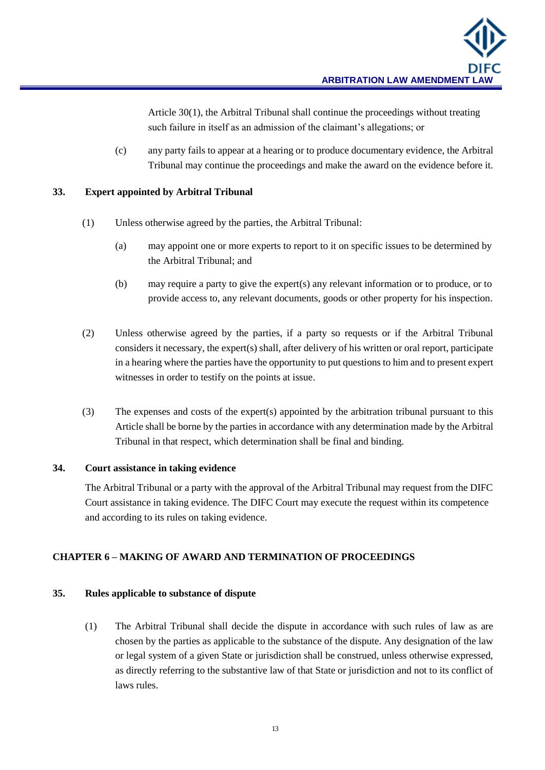Article 30(1), the Arbitral Tribunal shall continue the proceedings without treating such failure in itself as an admission of the claimant's allegations; or

(c) any party fails to appear at a hearing or to produce documentary evidence, the Arbitral Tribunal may continue the proceedings and make the award on the evidence before it.

**33. Expert appointed by Arbitral Tribunal**

(1) Unless otherwise agreed by the parties, the Arbitral Tribunal:

(a) may appoint one or more experts to report to it on specific issues to be determined by the Arbitral Tribunal; and

(b) may require a party to give the expert(s) any relevant information or to produce, or to provide access to, any relevant documents, goods or other property for his inspection.

(2) Unless otherwise agreed by the parties, if a party so requests or if the Arbitral Tribunal considers it necessary, the expert(s) shall, after delivery of his written or oral report, participate in a hearing where the parties have the opportunity to put questions to him and to present expert witnesses in order to testify on the points at issue.

(3) The expenses and costs of the expert(s) appointed by the arbitration tribunal pursuant to this Article shall be borne by the parties in accordance with any determination made by the Arbitral Tribunal in that respect, which determination shall be final and binding.

**34. Court assistance in taking evidence**

The Arbitral Tribunal or a party with the approval of the Arbitral Tribunal may request from the DIFC Court assistance in taking evidence. The DIFC Court may execute the request within its competence and according to its rules on taking evidence.

## CHAPTER 6 – MAKING OF AWARD AND TERMINATION OF PROCEEDINGS

**35. Rules applicable to substance of dispute**

(1) The Arbitral Tribunal shall decide the dispute in accordance with such rules of law as are chosen by the parties as applicable to the substance of the dispute. Any designation of the law or legal system of a given State or jurisdiction shall be construed, unless otherwise expressed, as directly referring to the substantive law of that State or jurisdiction and not to its conflict of laws rules.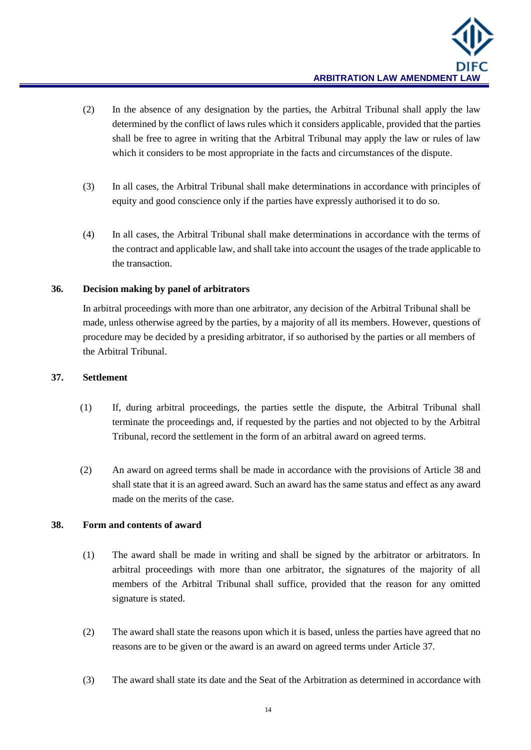(2) In the absence of any designation by the parties, the Arbitral Tribunal shall apply the law determined by the conflict of laws rules which it considers applicable, provided that the parties shall be free to agree in writing that the Arbitral Tribunal may apply the law or rules of law which it considers to be most appropriate in the facts and circumstances of the dispute.

(3) In all cases, the Arbitral Tribunal shall make determinations in accordance with principles of equity and good conscience only if the parties have expressly authorised it to do so.

(4) In all cases, the Arbitral Tribunal shall make determinations in accordance with the terms of the contract and applicable law, and shall take into account the usages of the trade applicable to the transaction.

### 36. Decision making by panel of arbitrators

In arbitral proceedings with more than one arbitrator, any decision of the Arbitral Tribunal shall be made, unless otherwise agreed by the parties, by a majority of all its members. However, questions of procedure may be decided by a presiding arbitrator, if so authorised by the parties or all members of the Arbitral Tribunal.

### 37. Settlement

(1) If, during arbitral proceedings, the parties settle the dispute, the Arbitral Tribunal shall terminate the proceedings and, if requested by the parties and not objected to by the Arbitral Tribunal, record the settlement in the form of an arbitral award on agreed terms.

(2) An award on agreed terms shall be made in accordance with the provisions of Article 38 and shall state that it is an agreed award. Such an award has the same status and effect as any award made on the merits of the case.

### 38. Form and contents of award

(1) The award shall be made in writing and shall be signed by the arbitrator or arbitrators. In arbitral proceedings with more than one arbitrator, the signatures of the majority of all members of the Arbitral Tribunal shall suffice, provided that the reason for any omitted signature is stated.

(2) The award shall state the reasons upon which it is based, unless the parties have agreed that no reasons are to be given or the award is an award on agreed terms under Article 37.

(3) The award shall state its date and the Seat of the Arbitration as determined in accordance with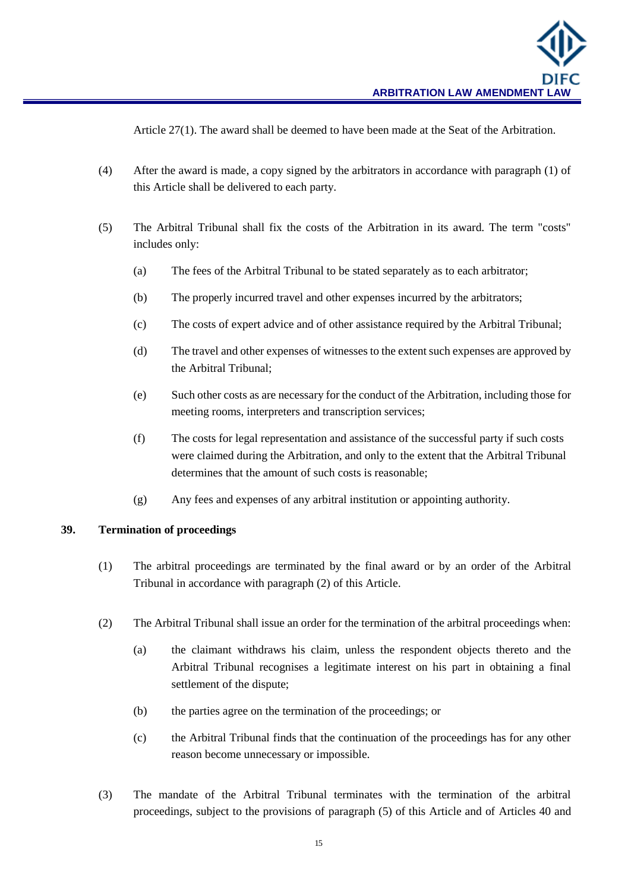Article 27(1). The award shall be deemed to have been made at the Seat of the Arbitration.

(4) After the award is made, a copy signed by the arbitrators in accordance with paragraph (1) of this Article shall be delivered to each party.

(5) The Arbitral Tribunal shall fix the costs of the Arbitration in its award. The term "costs" includes only:

(a) The fees of the Arbitral Tribunal to be stated separately as to each arbitrator;

(b) The properly incurred travel and other expenses incurred by the arbitrators;

(c) The costs of expert advice and of other assistance required by the Arbitral Tribunal;

(d) The travel and other expenses of witnesses to the extent such expenses are approved by the Arbitral Tribunal;

(e) Such other costs as are necessary for the conduct of the Arbitration, including those for meeting rooms, interpreters and transcription services;

(f) The costs for legal representation and assistance of the successful party if such costs were claimed during the Arbitration, and only to the extent that the Arbitral Tribunal determines that the amount of such costs is reasonable;

(g) Any fees and expenses of any arbitral institution or appointing authority.

## 39. Termination of proceedings

(1) The arbitral proceedings are terminated by the final award or by an order of the Arbitral Tribunal in accordance with paragraph (2) of this Article.

(2) The Arbitral Tribunal shall issue an order for the termination of the arbitral proceedings when:

(a) the claimant withdraws his claim, unless the respondent objects thereto and the Arbitral Tribunal recognises a legitimate interest on his part in obtaining a final settlement of the dispute;

(b) the parties agree on the termination of the proceedings; or

(c) the Arbitral Tribunal finds that the continuation of the proceedings has for any other reason become unnecessary or impossible.

(3) The mandate of the Arbitral Tribunal terminates with the termination of the arbitral proceedings, subject to the provisions of paragraph (5) of this Article and of Articles 40 and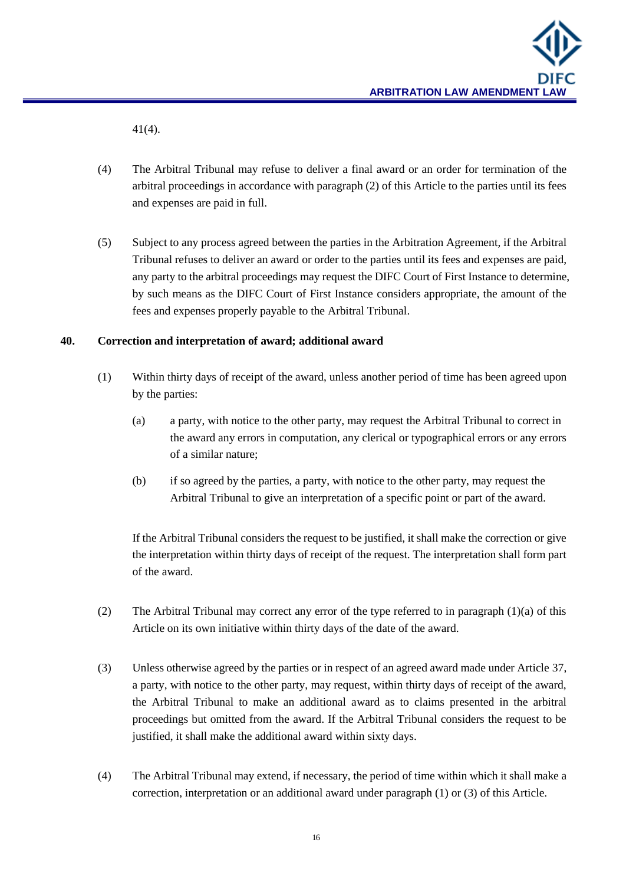41(4).

(4) The Arbitral Tribunal may refuse to deliver a final award or an order for termination of the arbitral proceedings in accordance with paragraph (2) of this Article to the parties until its fees and expenses are paid in full.

(5) Subject to any process agreed between the parties in the Arbitration Agreement, if the Arbitral Tribunal refuses to deliver an award or order to the parties until its fees and expenses are paid, any party to the arbitral proceedings may request the DIFC Court of First Instance to determine, by such means as the DIFC Court of First Instance considers appropriate, the amount of the fees and expenses properly payable to the Arbitral Tribunal.

**40. Correction and interpretation of award; additional award**

(1) Within thirty days of receipt of the award, unless another period of time has been agreed upon by the parties:

(a) a party, with notice to the other party, may request the Arbitral Tribunal to correct in the award any errors in computation, any clerical or typographical errors or any errors of a similar nature;

(b) if so agreed by the parties, a party, with notice to the other party, may request the Arbitral Tribunal to give an interpretation of a specific point or part of the award.

If the Arbitral Tribunal considers the request to be justified, it shall make the correction or give the interpretation within thirty days of receipt of the request. The interpretation shall form part of the award.

(2) The Arbitral Tribunal may correct any error of the type referred to in paragraph (1)(a) of this Article on its own initiative within thirty days of the date of the award.

(3) Unless otherwise agreed by the parties or in respect of an agreed award made under Article 37, a party, with notice to the other party, may request, within thirty days of receipt of the award, the Arbitral Tribunal to make an additional award as to claims presented in the arbitral proceedings but omitted from the award. If the Arbitral Tribunal considers the request to be justified, it shall make the additional award within sixty days.

(4) The Arbitral Tribunal may extend, if necessary, the period of time within which it shall make a correction, interpretation or an additional award under paragraph (1) or (3) of this Article.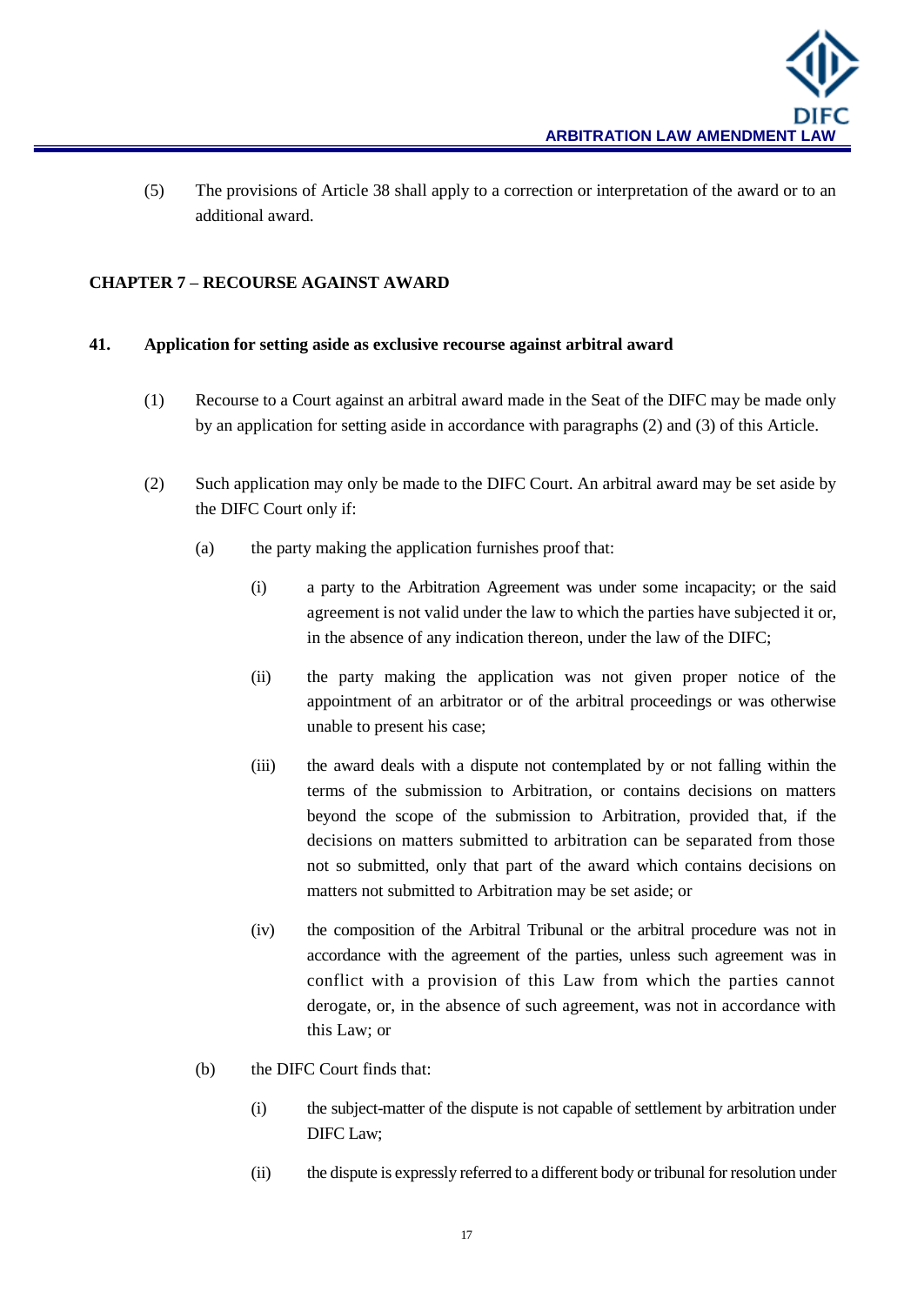(5) The provisions of Article 38 shall apply to a correction or interpretation of the award or to an additional award.

## CHAPTER 7 – RECOURSE AGAINST AWARD

### 41. Application for setting aside as exclusive recourse against arbitral award

(1) Recourse to a Court against an arbitral award made in the Seat of the DIFC may be made only by an application for setting aside in accordance with paragraphs (2) and (3) of this Article.

(2) Such application may only be made to the DIFC Court. An arbitral award may be set aside by the DIFC Court only if:

(a) the party making the application furnishes proof that:

(i) a party to the Arbitration Agreement was under some incapacity; or the said agreement is not valid under the law to which the parties have subjected it or, in the absence of any indication thereon, under the law of the DIFC;

(ii) the party making the application was not given proper notice of the appointment of an arbitrator or of the arbitral proceedings or was otherwise unable to present his case;

(iii) the award deals with a dispute not contemplated by or not falling within the terms of the submission to Arbitration, or contains decisions on matters beyond the scope of the submission to Arbitration, provided that, if the decisions on matters submitted to arbitration can be separated from those not so submitted, only that part of the award which contains decisions on matters not submitted to Arbitration may be set aside; or

(iv) the composition of the Arbitral Tribunal or the arbitral procedure was not in accordance with the agreement of the parties, unless such agreement was in conflict with a provision of this Law from which the parties cannot derogate, or, in the absence of such agreement, was not in accordance with this Law; or

(b) the DIFC Court finds that:

(i) the subject-matter of the dispute is not capable of settlement by arbitration under DIFC Law;

(ii) the dispute is expressly referred to a different body or tribunal for resolution under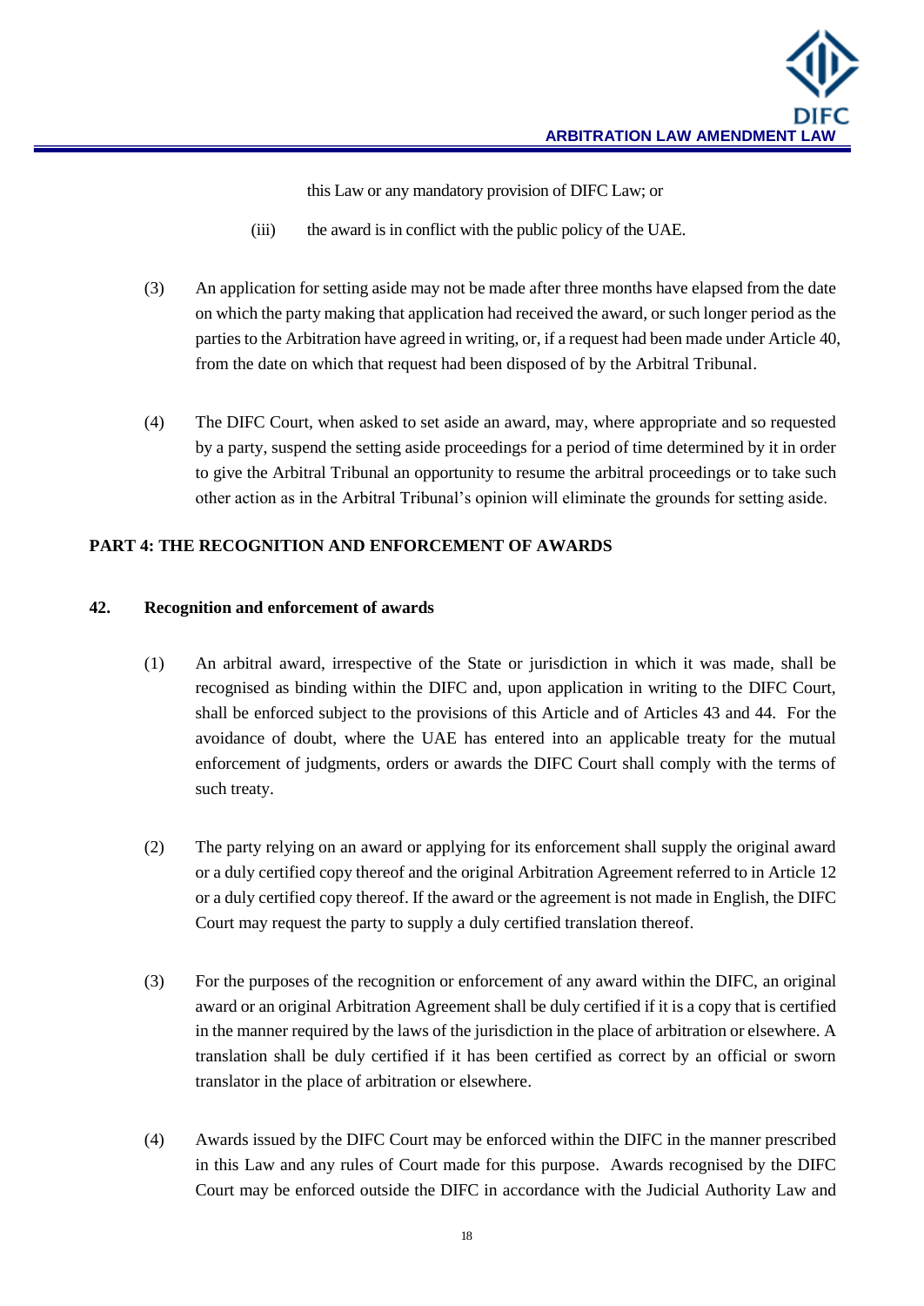this Law or any mandatory provision of DIFC Law; or

(iii) the award is in conflict with the public policy of the UAE.

(3) An application for setting aside may not be made after three months have elapsed from the date on which the party making that application had received the award, or such longer period as the parties to the Arbitration have agreed in writing, or, if a request had been made under Article 40, from the date on which that request had been disposed of by the Arbitral Tribunal.

(4) The DIFC Court, when asked to set aside an award, may, where appropriate and so requested by a party, suspend the setting aside proceedings for a period of time determined by it in order to give the Arbitral Tribunal an opportunity to resume the arbitral proceedings or to take such other action as in the Arbitral Tribunal's opinion will eliminate the grounds for setting aside.

## PART 4: THE RECOGNITION AND ENFORCEMENT OF AWARDS

### 42. Recognition and enforcement of awards

(1) An arbitral award, irrespective of the State or jurisdiction in which it was made, shall be recognised as binding within the DIFC and, upon application in writing to the DIFC Court, shall be enforced subject to the provisions of this Article and of Articles 43 and 44. For the avoidance of doubt, where the UAE has entered into an applicable treaty for the mutual enforcement of judgments, orders or awards the DIFC Court shall comply with the terms of such treaty.

(2) The party relying on an award or applying for its enforcement shall supply the original award or a duly certified copy thereof and the original Arbitration Agreement referred to in Article 12 or a duly certified copy thereof. If the award or the agreement is not made in English, the DIFC Court may request the party to supply a duly certified translation thereof.

(3) For the purposes of the recognition or enforcement of any award within the DIFC, an original award or an original Arbitration Agreement shall be duly certified if it is a copy that is certified in the manner required by the laws of the jurisdiction in the place of arbitration or elsewhere. A translation shall be duly certified if it has been certified as correct by an official or sworn translator in the place of arbitration or elsewhere.

(4) Awards issued by the DIFC Court may be enforced within the DIFC in the manner prescribed in this Law and any rules of Court made for this purpose. Awards recognised by the DIFC Court may be enforced outside the DIFC in accordance with the Judicial Authority Law and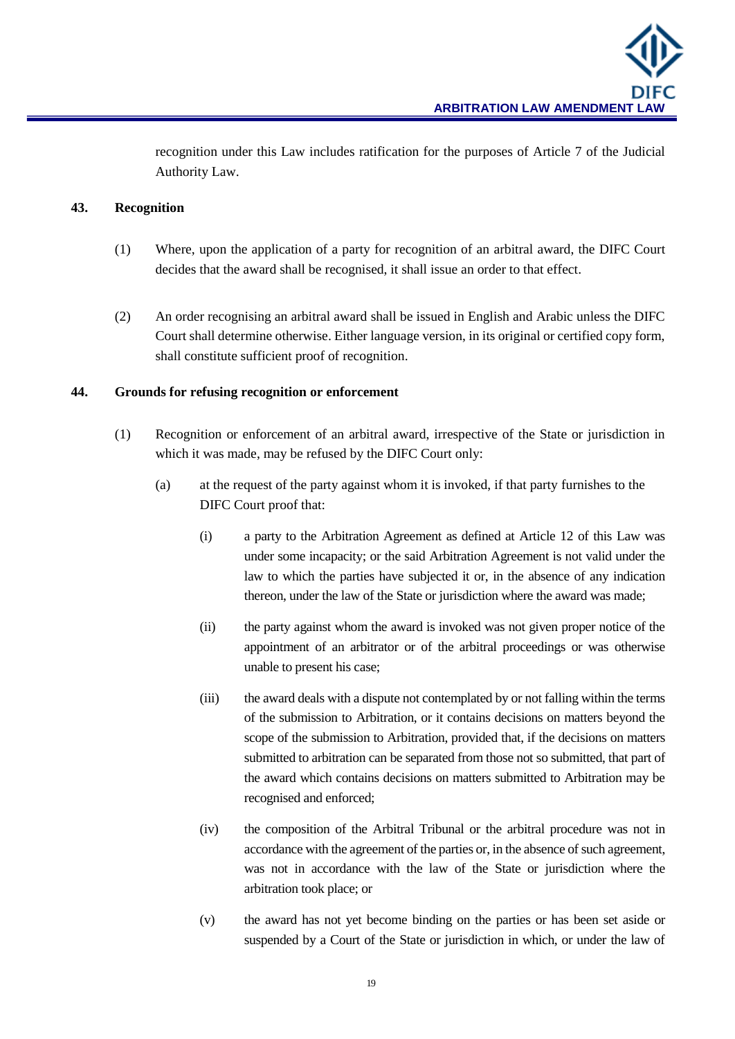recognition under this Law includes ratification for the purposes of Article 7 of the Judicial Authority Law.

## 43. Recognition

(1) Where, upon the application of a party for recognition of an arbitral award, the DIFC Court decides that the award shall be recognised, it shall issue an order to that effect.

(2) An order recognising an arbitral award shall be issued in English and Arabic unless the DIFC Court shall determine otherwise. Either language version, in its original or certified copy form, shall constitute sufficient proof of recognition.

## 44. Grounds for refusing recognition or enforcement

(1) Recognition or enforcement of an arbitral award, irrespective of the State or jurisdiction in which it was made, may be refused by the DIFC Court only:

(a) at the request of the party against whom it is invoked, if that party furnishes to the DIFC Court proof that:

(i) a party to the Arbitration Agreement as defined at Article 12 of this Law was under some incapacity; or the said Arbitration Agreement is not valid under the law to which the parties have subjected it or, in the absence of any indication thereon, under the law of the State or jurisdiction where the award was made;

(ii) the party against whom the award is invoked was not given proper notice of the appointment of an arbitrator or of the arbitral proceedings or was otherwise unable to present his case;

(iii) the award deals with a dispute not contemplated by or not falling within the terms of the submission to Arbitration, or it contains decisions on matters beyond the scope of the submission to Arbitration, provided that, if the decisions on matters submitted to arbitration can be separated from those not so submitted, that part of the award which contains decisions on matters submitted to Arbitration may be recognised and enforced;

(iv) the composition of the Arbitral Tribunal or the arbitral procedure was not in accordance with the agreement of the parties or, in the absence of such agreement, was not in accordance with the law of the State or jurisdiction where the arbitration took place; or

(v) the award has not yet become binding on the parties or has been set aside or suspended by a Court of the State or jurisdiction in which, or under the law of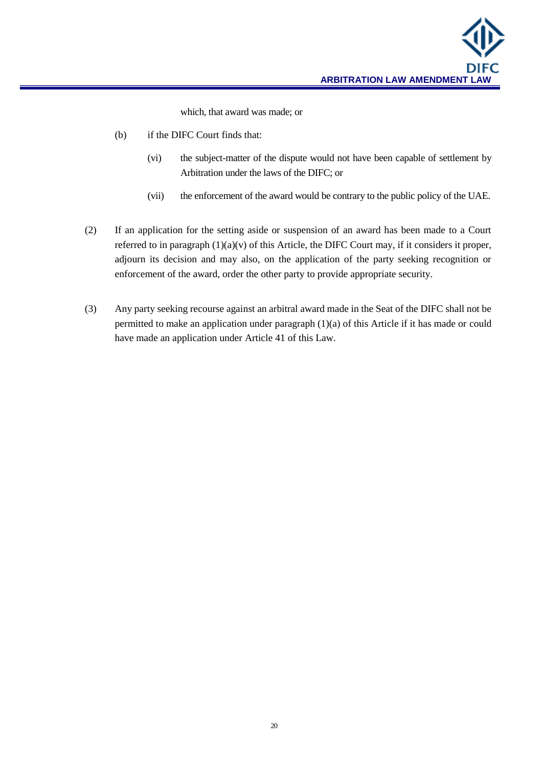which, that award was made; or

(b) if the DIFC Court finds that:

(vi) the subject-matter of the dispute would not have been capable of settlement by Arbitration under the laws of the DIFC; or

(vii) the enforcement of the award would be contrary to the public policy of the UAE.

(2) If an application for the setting aside or suspension of an award has been made to a Court referred to in paragraph (1)(a)(v) of this Article, the DIFC Court may, if it considers it proper, adjourn its decision and may also, on the application of the party seeking recognition or enforcement of the award, order the other party to provide appropriate security.

(3) Any party seeking recourse against an arbitral award made in the Seat of the DIFC shall not be permitted to make an application under paragraph (1)(a) of this Article if it has made or could have made an application under Article 41 of this Law.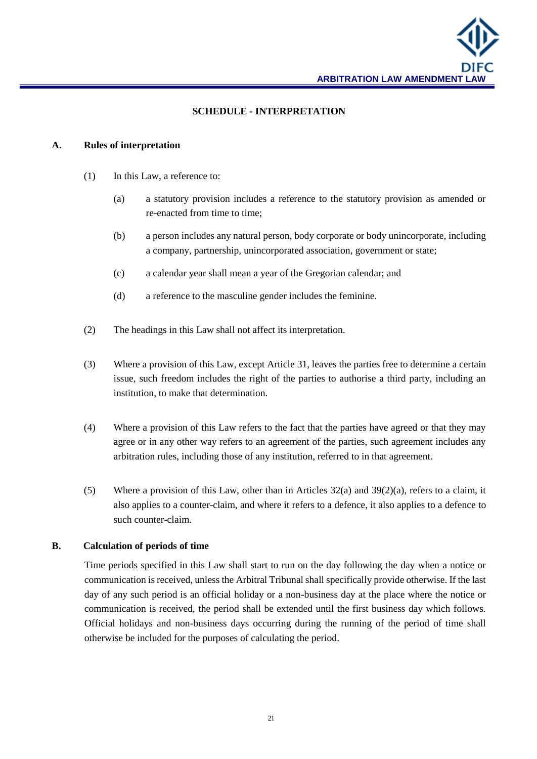## SCHEDULE - INTERPRETATION

### A. Rules of interpretation

(1) In this Law, a reference to:

(a) a statutory provision includes a reference to the statutory provision as amended or re-enacted from time to time;

(b) a person includes any natural person, body corporate or body unincorporate, including a company, partnership, unincorporated association, government or state;

(c) a calendar year shall mean a year of the Gregorian calendar; and

(d) a reference to the masculine gender includes the feminine.

(2) The headings in this Law shall not affect its interpretation.

(3) Where a provision of this Law, except Article 31, leaves the parties free to determine a certain issue, such freedom includes the right of the parties to authorise a third party, including an institution, to make that determination.

(4) Where a provision of this Law refers to the fact that the parties have agreed or that they may agree or in any other way refers to an agreement of the parties, such agreement includes any arbitration rules, including those of any institution, referred to in that agreement.

(5) Where a provision of this Law, other than in Articles 32(a) and 39(2)(a), refers to a claim, it also applies to a counter-claim, and where it refers to a defence, it also applies to a defence to such counter-claim.

### B. Calculation of periods of time

Time periods specified in this Law shall start to run on the day following the day when a notice or communication is received, unless the Arbitral Tribunal shall specifically provide otherwise. If the last day of any such period is an official holiday or a non-business day at the place where the notice or communication is received, the period shall be extended until the first business day which follows. Official holidays and non-business days occurring during the running of the period of time shall otherwise be included for the purposes of calculating the period.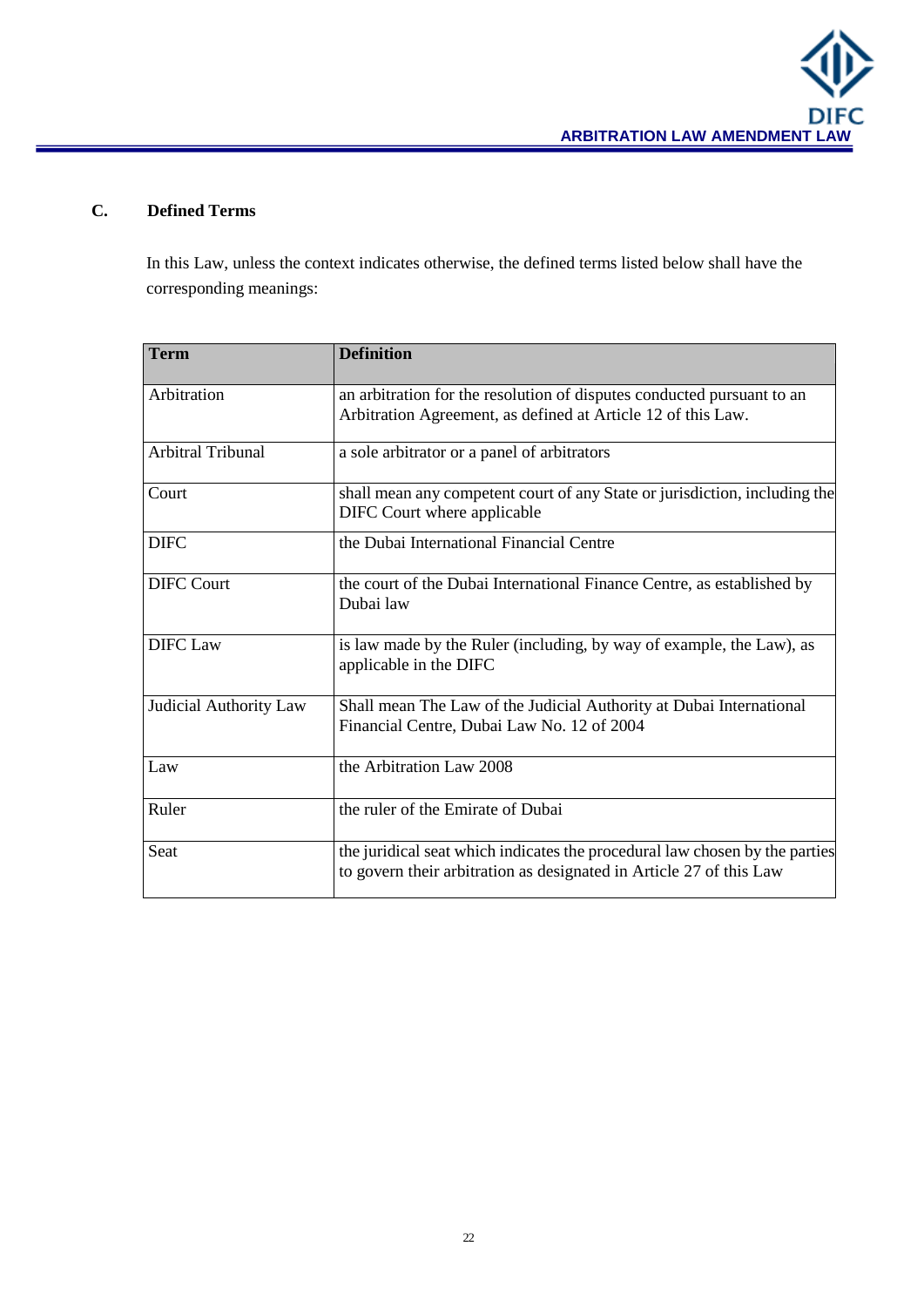## C. Defined Terms

In this Law, unless the context indicates otherwise, the defined terms listed below shall have the corresponding meanings:

| Term | Definition |
|---|---|
| Arbitration | an arbitration for the resolution of disputes conducted pursuant to an Arbitration Agreement, as defined at Article 12 of this Law. |
| Arbitral Tribunal | a sole arbitrator or a panel of arbitrators |
| Court | shall mean any competent court of any State or jurisdiction, including the DIFC Court where applicable |
| DIFC | the Dubai International Financial Centre |
| DIFC Court | the court of the Dubai International Finance Centre, as established by Dubai law |
| DIFC Law | is law made by the Ruler (including, by way of example, the Law), as applicable in the DIFC |
| Judicial Authority Law | Shall mean The Law of the Judicial Authority at Dubai International Financial Centre, Dubai Law No. 12 of 2004 |
| Law | the Arbitration Law 2008 |
| Ruler | the ruler of the Emirate of Dubai |
| Seat | the juridical seat which indicates the procedural law chosen by the parties to govern their arbitration as designated in Article 27 of this Law |